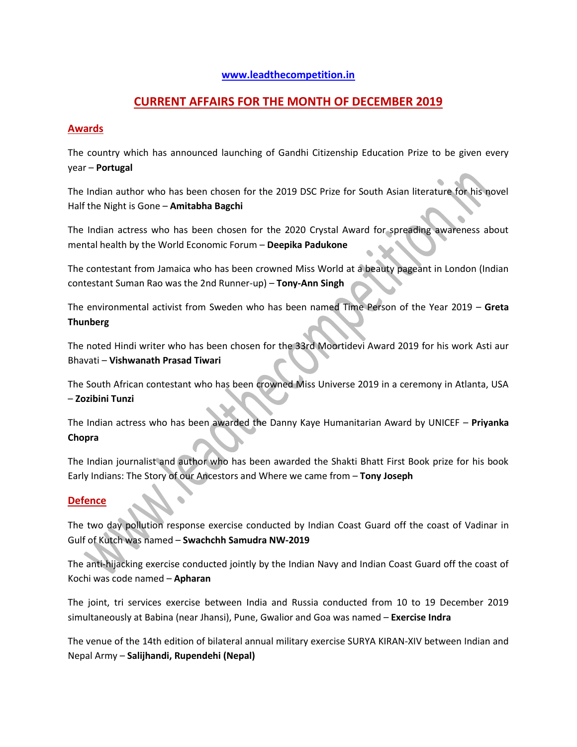www.leadthecompetition.in

# CURRENT AFFAIRS FOR THE MONTH OF DECEMBER 2019

## Awards

The country which has announced launching of Gandhi Citizenship Education Prize to be given every year – **Portugal**

The Indian author who has been chosen for the 2019 DSC Prize for South Asian literature for his novel Half the Night is Gone – **Amitabha Bagchi**

The Indian actress who has been chosen for the 2020 Crystal Award for spreading awareness about mental health by the World Economic Forum – **Deepika Padukone**

The contestant from Jamaica who has been crowned Miss World at a beauty pageant in London (Indian contestant Suman Rao was the 2nd Runner-up) – **Tony-Ann Singh**

The environmental activist from Sweden who has been named Time Person of the Year 2019 – **Greta Thunberg**

The noted Hindi writer who has been chosen for the 33rd Moortidevi Award 2019 for his work Asti aur Bhavati – **Vishwanath Prasad Tiwari**

The South African contestant who has been crowned Miss Universe 2019 in a ceremony in Atlanta, USA – **Zozibini Tunzi**

The Indian actress who has been awarded the Danny Kaye Humanitarian Award by UNICEF – **Priyanka Chopra**

The Indian journalist and author who has been awarded the Shakti Bhatt First Book prize for his book Early Indians: The Story of our Ancestors and Where we came from – **Tony Joseph**

## Defence

The two day pollution response exercise conducted by Indian Coast Guard off the coast of Vadinar in Gulf of Kutch was named – **Swachchh Samudra NW-2019**

The anti-hijacking exercise conducted jointly by the Indian Navy and Indian Coast Guard off the coast of Kochi was code named – **Apharan**

The joint, tri services exercise between India and Russia conducted from 10 to 19 December 2019 simultaneously at Babina (near Jhansi), Pune, Gwalior and Goa was named – **Exercise Indra**

The venue of the 14th edition of bilateral annual military exercise SURYA KIRAN-XIV between Indian and Nepal Army – **Salijhandi, Rupendehi (Nepal)**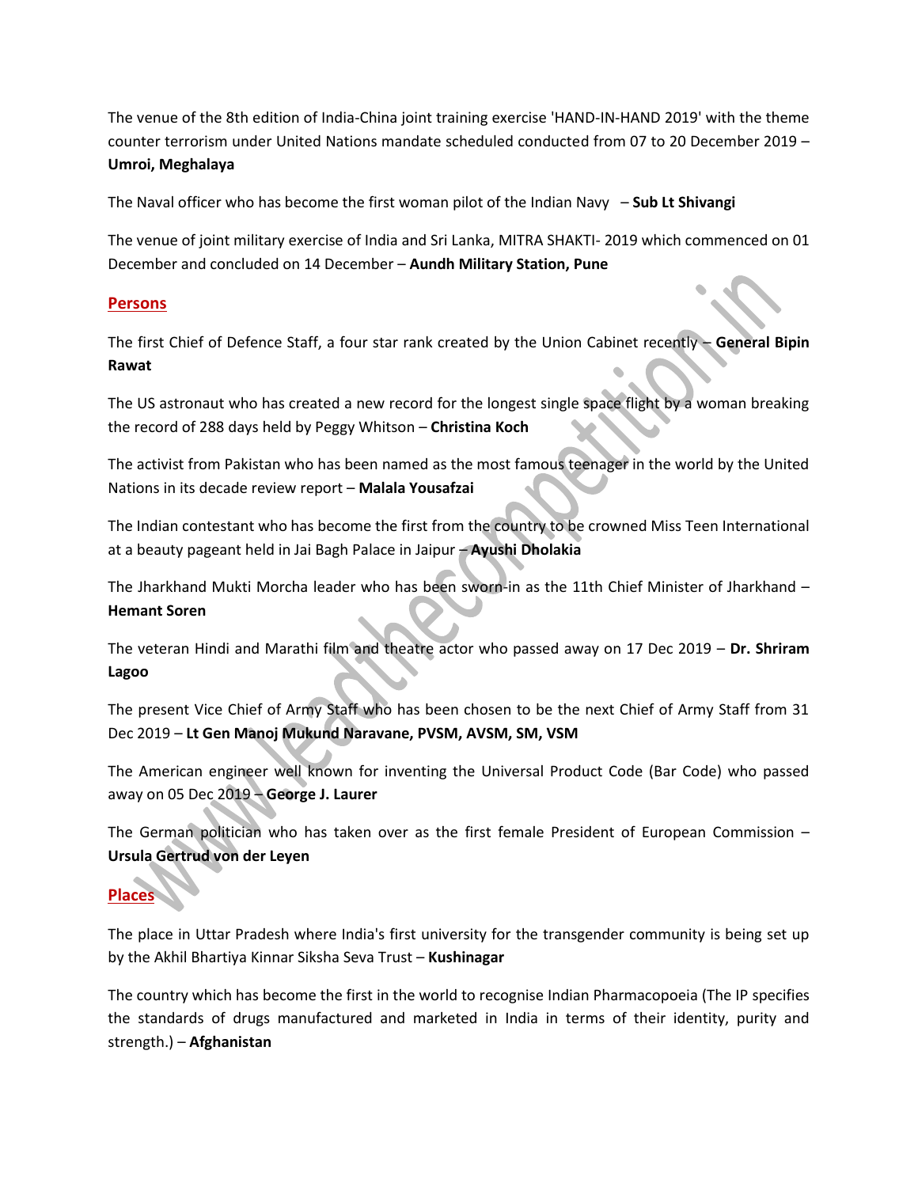The venue of the 8th edition of India-China joint training exercise 'HAND-IN-HAND 2019' with the theme counter terrorism under United Nations mandate scheduled conducted from 07 to 20 December 2019 – **Umroi, Meghalaya**

The Naval officer who has become the first woman pilot of the Indian Navy – **Sub Lt Shivangi**

The venue of joint military exercise of India and Sri Lanka, MITRA SHAKTI- 2019 which commenced on 01 December and concluded on 14 December – **Aundh Military Station, Pune**

## Persons

The first Chief of Defence Staff, a four star rank created by the Union Cabinet recently – **General Bipin Rawat**

The US astronaut who has created a new record for the longest single space flight by a woman breaking the record of 288 days held by Peggy Whitson – **Christina Koch**

The activist from Pakistan who has been named as the most famous teenager in the world by the United Nations in its decade review report – **Malala Yousafzai**

The Indian contestant who has become the first from the country to be crowned Miss Teen International at a beauty pageant held in Jai Bagh Palace in Jaipur – **Ayushi Dholakia**

The Jharkhand Mukti Morcha leader who has been sworn-in as the 11th Chief Minister of Jharkhand – **Hemant Soren**

The veteran Hindi and Marathi film and theatre actor who passed away on 17 Dec 2019 – **Dr. Shriram Lagoo**

The present Vice Chief of Army Staff who has been chosen to be the next Chief of Army Staff from 31 Dec 2019 – **Lt Gen Manoj Mukund Naravane, PVSM, AVSM, SM, VSM**

The American engineer well known for inventing the Universal Product Code (Bar Code) who passed away on 05 Dec 2019 – **George J. Laurer**

The German politician who has taken over as the first female President of European Commission – **Ursula Gertrud von der Leyen**

## Places

The place in Uttar Pradesh where India's first university for the transgender community is being set up by the Akhil Bhartiya Kinnar Siksha Seva Trust – **Kushinagar**

The country which has become the first in the world to recognise Indian Pharmacopoeia (The IP specifies the standards of drugs manufactured and marketed in India in terms of their identity, purity and strength.) – **Afghanistan**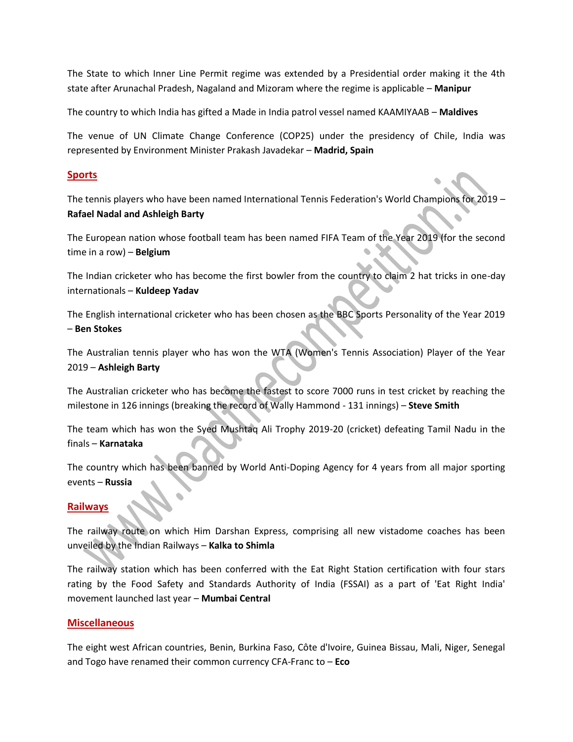The State to which Inner Line Permit regime was extended by a Presidential order making it the 4th state after Arunachal Pradesh, Nagaland and Mizoram where the regime is applicable – **Manipur**

The country to which India has gifted a Made in India patrol vessel named KAAMIYAAB – **Maldives**

The venue of UN Climate Change Conference (COP25) under the presidency of Chile, India was represented by Environment Minister Prakash Javadekar – **Madrid, Spain**

## Sports

The tennis players who have been named International Tennis Federation's World Champions for 2019 – **Rafael Nadal and Ashleigh Barty**

The European nation whose football team has been named FIFA Team of the Year 2019 (for the second time in a row) – **Belgium**

The Indian cricketer who has become the first bowler from the country to claim 2 hat tricks in one-day internationals – **Kuldeep Yadav**

The English international cricketer who has been chosen as the BBC Sports Personality of the Year 2019 – **Ben Stokes**

The Australian tennis player who has won the WTA (Women's Tennis Association) Player of the Year 2019 – **Ashleigh Barty**

The Australian cricketer who has become the fastest to score 7000 runs in test cricket by reaching the milestone in 126 innings (breaking the record of Wally Hammond - 131 innings) – **Steve Smith**

The team which has won the Syed Mushtaq Ali Trophy 2019-20 (cricket) defeating Tamil Nadu in the finals – **Karnataka**

The country which has been banned by World Anti-Doping Agency for 4 years from all major sporting events – **Russia**

## Railways

The railway route on which Him Darshan Express, comprising all new vistadome coaches has been unveiled by the Indian Railways – **Kalka to Shimla**

The railway station which has been conferred with the Eat Right Station certification with four stars rating by the Food Safety and Standards Authority of India (FSSAI) as a part of 'Eat Right India' movement launched last year – **Mumbai Central**

## Miscellaneous

The eight west African countries, Benin, Burkina Faso, Côte d'Ivoire, Guinea Bissau, Mali, Niger, Senegal and Togo have renamed their common currency CFA-Franc to – **Eco**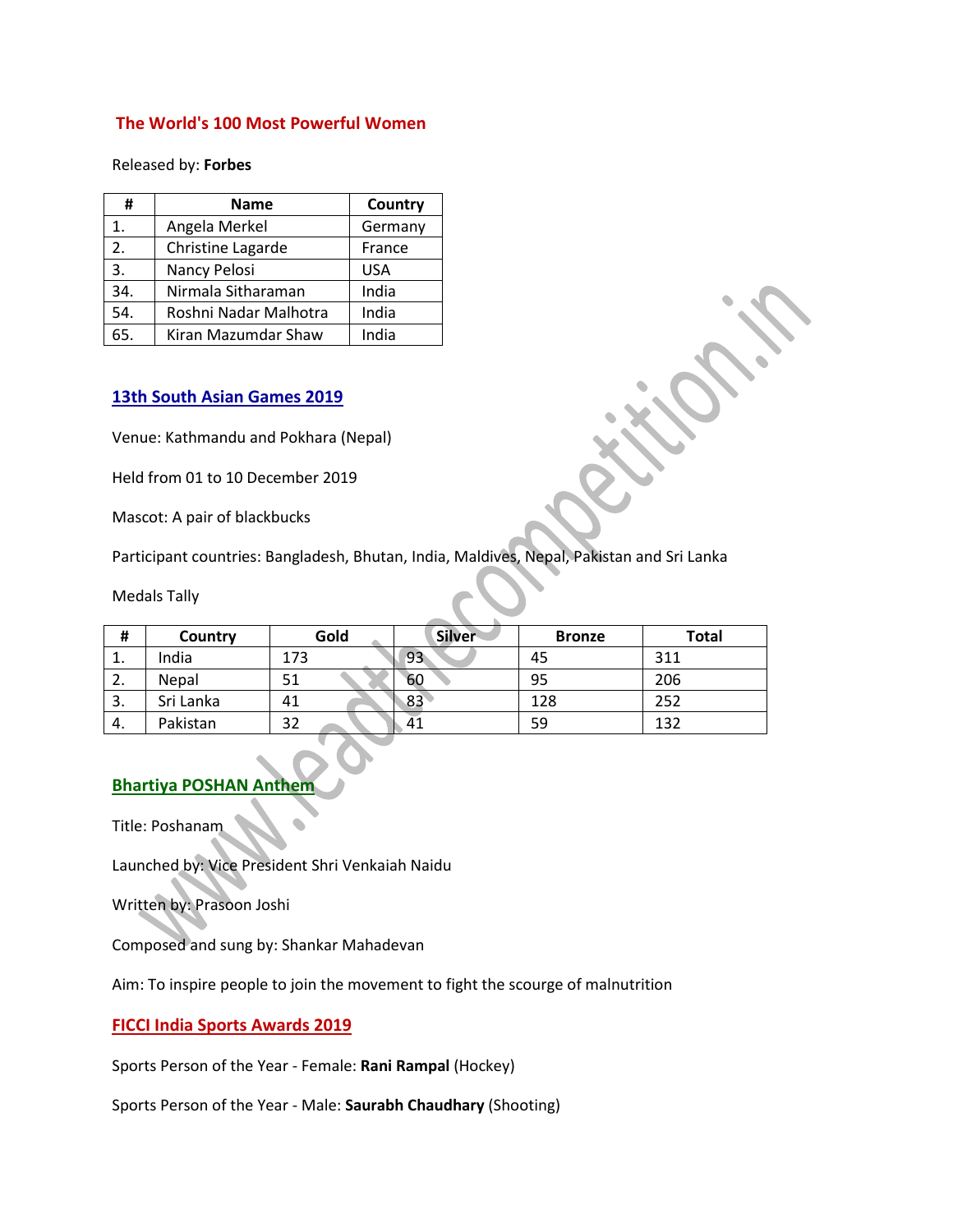## The World's 100 Most Powerful Women

Released by: **Forbes**

| # | Name | Country |
|---|---|---|
| 1. | Angela Merkel | Germany |
| 2. | Christine Lagarde | France |
| 3. | Nancy Pelosi | USA |
| 34. | Nirmala Sitharaman | India |
| 54. | Roshni Nadar Malhotra | India |
| 65. | Kiran Mazumdar Shaw | India |

## 13th South Asian Games 2019

Venue: Kathmandu and Pokhara (Nepal)

Held from 01 to 10 December 2019

Mascot: A pair of blackbucks

Participant countries: Bangladesh, Bhutan, India, Maldives, Nepal, Pakistan and Sri Lanka

Medals Tally

| # | Country | Gold | Silver | Bronze | Total |
|---|---|---|---|---|---|
| 1. | India | 173 | 93 | 45 | 311 |
| 2. | Nepal | 51 | 60 | 95 | 206 |
| 3. | Sri Lanka | 41 | 83 | 128 | 252 |
| 4. | Pakistan | 32 | 41 | 59 | 132 |

## Bhartiya POSHAN Anthem

Title: Poshanam

Launched by: Vice President Shri Venkaiah Naidu

Written by: Prasoon Joshi

Composed and sung by: Shankar Mahadevan

Aim: To inspire people to join the movement to fight the scourge of malnutrition

## FICCI India Sports Awards 2019

Sports Person of the Year - Female: **Rani Rampal** (Hockey)

Sports Person of the Year - Male: **Saurabh Chaudhary** (Shooting)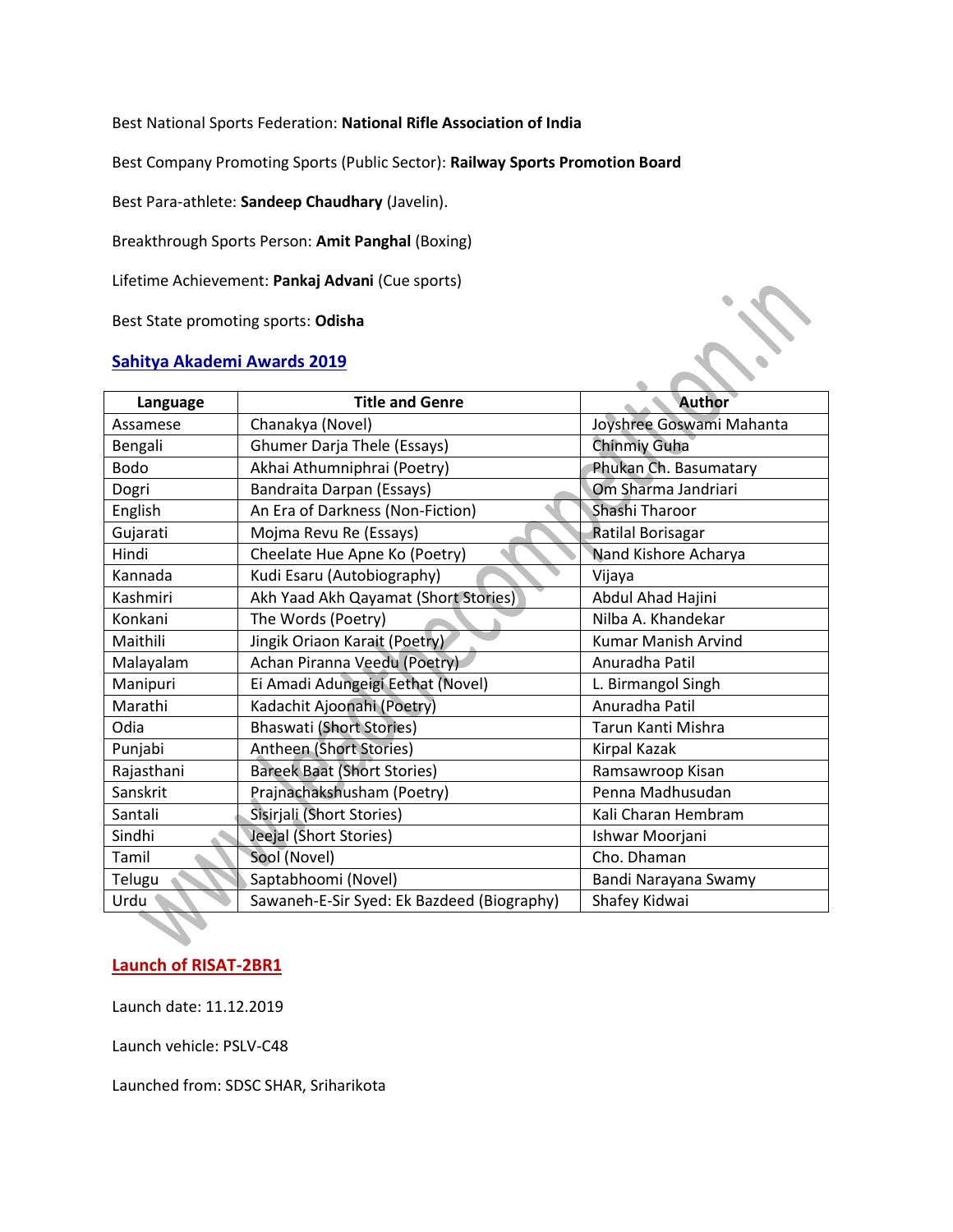Best National Sports Federation: **National Rifle Association of India**

Best Company Promoting Sports (Public Sector): **Railway Sports Promotion Board**

Best Para-athlete: **Sandeep Chaudhary** (Javelin).

Breakthrough Sports Person: **Amit Panghal** (Boxing)

Lifetime Achievement: **Pankaj Advani** (Cue sports)

Best State promoting sports: **Odisha**

## Sahitya Akademi Awards 2019

| Language | Title and Genre | Author |
|---|---|---|
| Assamese | Chanakya (Novel) | Joyshree Goswami Mahanta |
| Bengali | Ghumer Darja Thele (Essays) | Chinmiy Guha |
| Bodo | Akhai Athumniphrai (Poetry) | Phukan Ch. Basumatary |
| Dogri | Bandraita Darpan (Essays) | Om Sharma Jandriari |
| English | An Era of Darkness (Non-Fiction) | Shashi Tharoor |
| Gujarati | Mojma Revu Re (Essays) | Ratilal Borisagar |
| Hindi | Cheelate Hue Apne Ko (Poetry) | Nand Kishore Acharya |
| Kannada | Kudi Esaru (Autobiography) | Vijaya |
| Kashmiri | Akh Yaad Akh Qayamat (Short Stories) | Abdul Ahad Hajini |
| Konkani | The Words (Poetry) | Nilba A. Khandekar |
| Maithili | Jingik Oriaon Karait (Poetry) | Kumar Manish Arvind |
| Malayalam | Achan Piranna Veedu (Poetry) | Anuradha Patil |
| Manipuri | Ei Amadi Adungeigi Eethat (Novel) | L. Birmangol Singh |
| Marathi | Kadachit Ajoonahi (Poetry) | Anuradha Patil |
| Odia | Bhaswati (Short Stories) | Tarun Kanti Mishra |
| Punjabi | Antheen (Short Stories) | Kirpal Kazak |
| Rajasthani | Bareek Baat (Short Stories) | Ramsawroop Kisan |
| Sanskrit | Prajnachakshusham (Poetry) | Penna Madhusudan |
| Santali | Sisirjali (Short Stories) | Kali Charan Hembram |
| Sindhi | Jeejal (Short Stories) | Ishwar Moorjani |
| Tamil | Sool (Novel) | Cho. Dhaman |
| Telugu | Saptabhoomi (Novel) | Bandi Narayana Swamy |
| Urdu | Sawaneh-E-Sir Syed: Ek Bazdeed (Biography) | Shafey Kidwai |

## Launch of RISAT-2BR1

Launch date: 11.12.2019

Launch vehicle: PSLV-C48

Launched from: SDSC SHAR, Sriharikota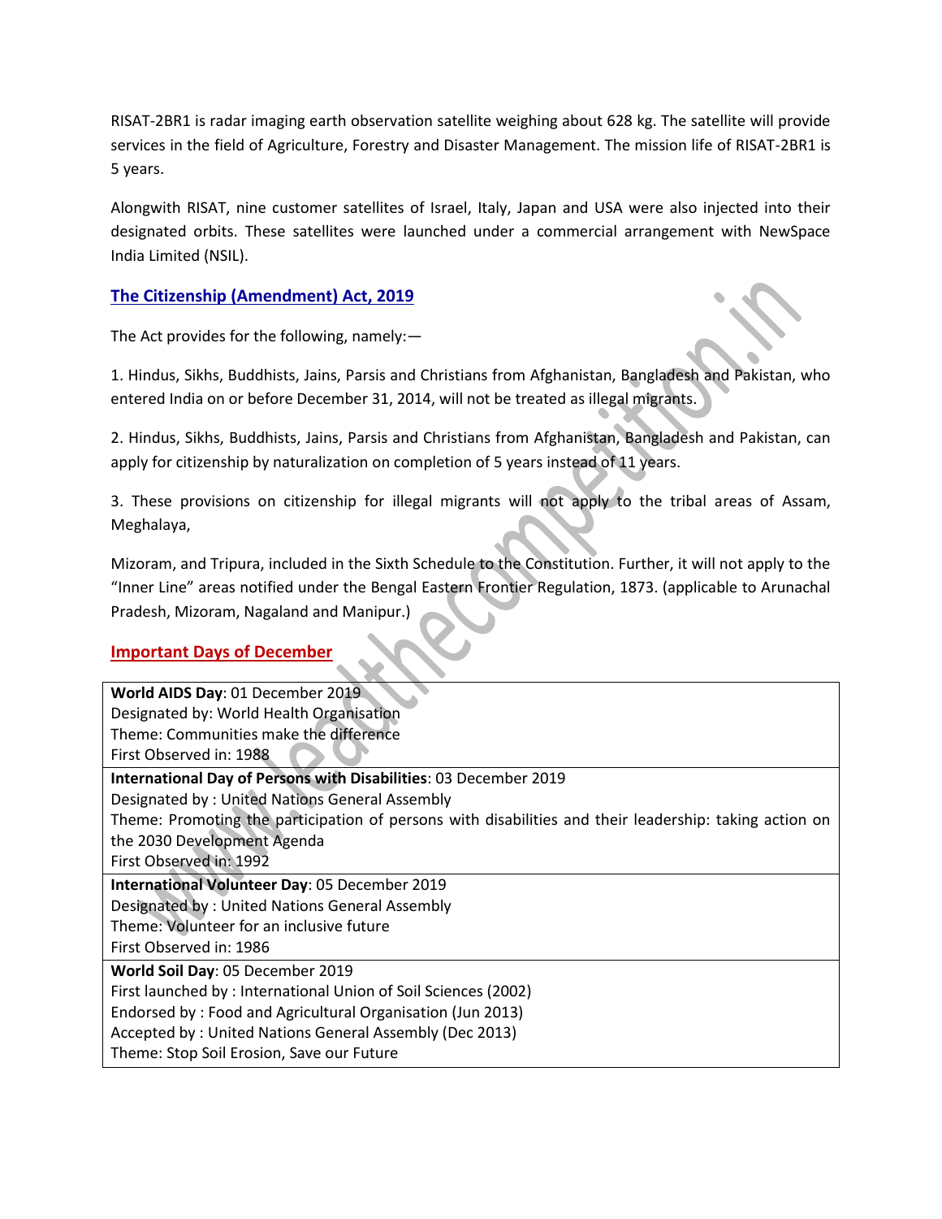RISAT-2BR1 is radar imaging earth observation satellite weighing about 628 kg. The satellite will provide services in the field of Agriculture, Forestry and Disaster Management. The mission life of RISAT-2BR1 is 5 years.

Alongwith RISAT, nine customer satellites of Israel, Italy, Japan and USA were also injected into their designated orbits. These satellites were launched under a commercial arrangement with NewSpace India Limited (NSIL).

## The Citizenship (Amendment) Act, 2019

The Act provides for the following, namely:—

1. Hindus, Sikhs, Buddhists, Jains, Parsis and Christians from Afghanistan, Bangladesh and Pakistan, who entered India on or before December 31, 2014, will not be treated as illegal migrants.

2. Hindus, Sikhs, Buddhists, Jains, Parsis and Christians from Afghanistan, Bangladesh and Pakistan, can apply for citizenship by naturalization on completion of 5 years instead of 11 years.

3. These provisions on citizenship for illegal migrants will not apply to the tribal areas of Assam, Meghalaya,

Mizoram, and Tripura, included in the Sixth Schedule to the Constitution. Further, it will not apply to the "Inner Line" areas notified under the Bengal Eastern Frontier Regulation, 1873. (applicable to Arunachal Pradesh, Mizoram, Nagaland and Manipur.)

## Important Days of December

| |
|---|
| **World AIDS Day**: 01 December 2019<br>Designated by: World Health Organisation<br>Theme: Communities make the difference<br>First Observed in: 1988 |
| **International Day of Persons with Disabilities**: 03 December 2019<br>Designated by : United Nations General Assembly<br>Theme: Promoting the participation of persons with disabilities and their leadership: taking action on the 2030 Development Agenda<br>First Observed in: 1992 |
| **International Volunteer Day**: 05 December 2019<br>Designated by : United Nations General Assembly<br>Theme: Volunteer for an inclusive future<br>First Observed in: 1986 |
| **World Soil Day**: 05 December 2019<br>First launched by : International Union of Soil Sciences (2002)<br>Endorsed by : Food and Agricultural Organisation (Jun 2013)<br>Accepted by : United Nations General Assembly (Dec 2013)<br>Theme: Stop Soil Erosion, Save our Future |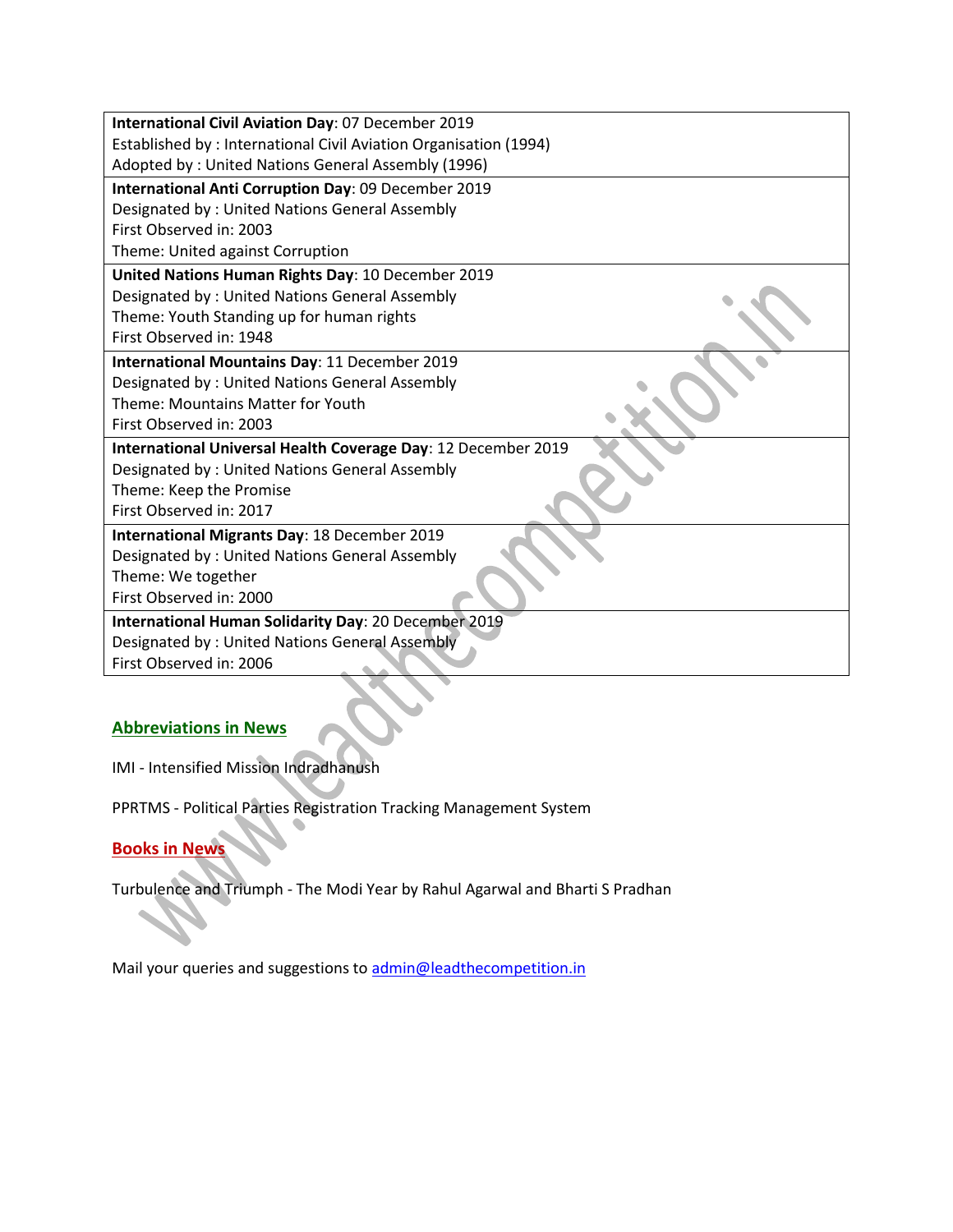| |
|---|
| **International Civil Aviation Day**: 07 December 2019<br>Established by : International Civil Aviation Organisation (1994)<br>Adopted by : United Nations General Assembly (1996) |
| **International Anti Corruption Day**: 09 December 2019<br>Designated by : United Nations General Assembly<br>First Observed in: 2003<br>Theme: United against Corruption |
| **United Nations Human Rights Day**: 10 December 2019<br>Designated by : United Nations General Assembly<br>Theme: Youth Standing up for human rights<br>First Observed in: 1948 |
| **International Mountains Day**: 11 December 2019<br>Designated by : United Nations General Assembly<br>Theme: Mountains Matter for Youth<br>First Observed in: 2003 |
| **International Universal Health Coverage Day**: 12 December 2019<br>Designated by : United Nations General Assembly<br>Theme: Keep the Promise<br>First Observed in: 2017 |
| **International Migrants Day**: 18 December 2019<br>Designated by : United Nations General Assembly<br>Theme: We together<br>First Observed in: 2000 |
| **International Human Solidarity Day**: 20 December 2019<br>Designated by : United Nations General Assembly<br>First Observed in: 2006 |

## Abbreviations in News

IMI - Intensified Mission Indradhanush

PPRTMS - Political Parties Registration Tracking Management System

## Books in News

Turbulence and Triumph - The Modi Year by Rahul Agarwal and Bharti S Pradhan

Mail your queries and suggestions to admin@leadthecompetition.in